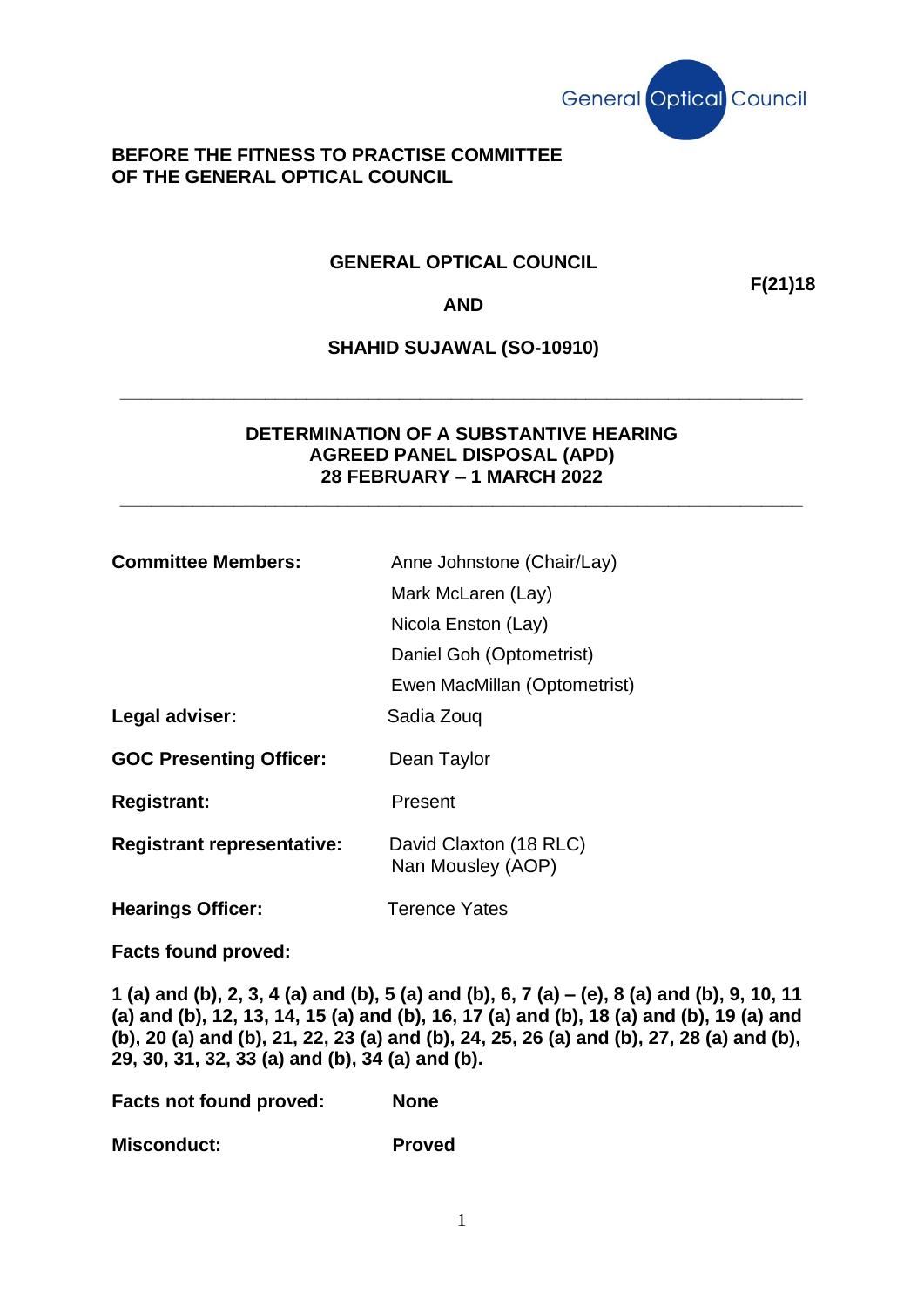General Optical Council

**BEFORE THE FITNESS TO PRACTISE COMMITTEE**
**OF THE GENERAL OPTICAL COUNCIL**

**GENERAL OPTICAL COUNCIL**

**F(21)18**

**AND**

**SHAHID SUJAWAL (SO-10910)**

---

**DETERMINATION OF A SUBSTANTIVE HEARING**
**AGREED PANEL DISPOSAL (APD)**
**28 FEBRUARY – 1 MARCH 2022**

---

| | |
|---|---|
| **Committee Members:** | Anne Johnstone (Chair/Lay) |
| | Mark McLaren (Lay) |
| | Nicola Enston (Lay) |
| | Daniel Goh (Optometrist) |
| | Ewen MacMillan (Optometrist) |
| **Legal adviser:** | Sadia Zouq |
| **GOC Presenting Officer:** | Dean Taylor |
| **Registrant:** | Present |
| **Registrant representative:** | David Claxton (18 RLC)<br>Nan Mousley (AOP) |
| **Hearings Officer:** | Terence Yates |

**Facts found proved:**

**1 (a) and (b), 2, 3, 4 (a) and (b), 5 (a) and (b), 6, 7 (a) – (e), 8 (a) and (b), 9, 10, 11 (a) and (b), 12, 13, 14, 15 (a) and (b), 16, 17 (a) and (b), 18 (a) and (b), 19 (a) and (b), 20 (a) and (b), 21, 22, 23 (a) and (b), 24, 25, 26 (a) and (b), 27, 28 (a) and (b), 29, 30, 31, 32, 33 (a) and (b), 34 (a) and (b).**

**Facts not found proved:** **None**

**Misconduct:** **Proved**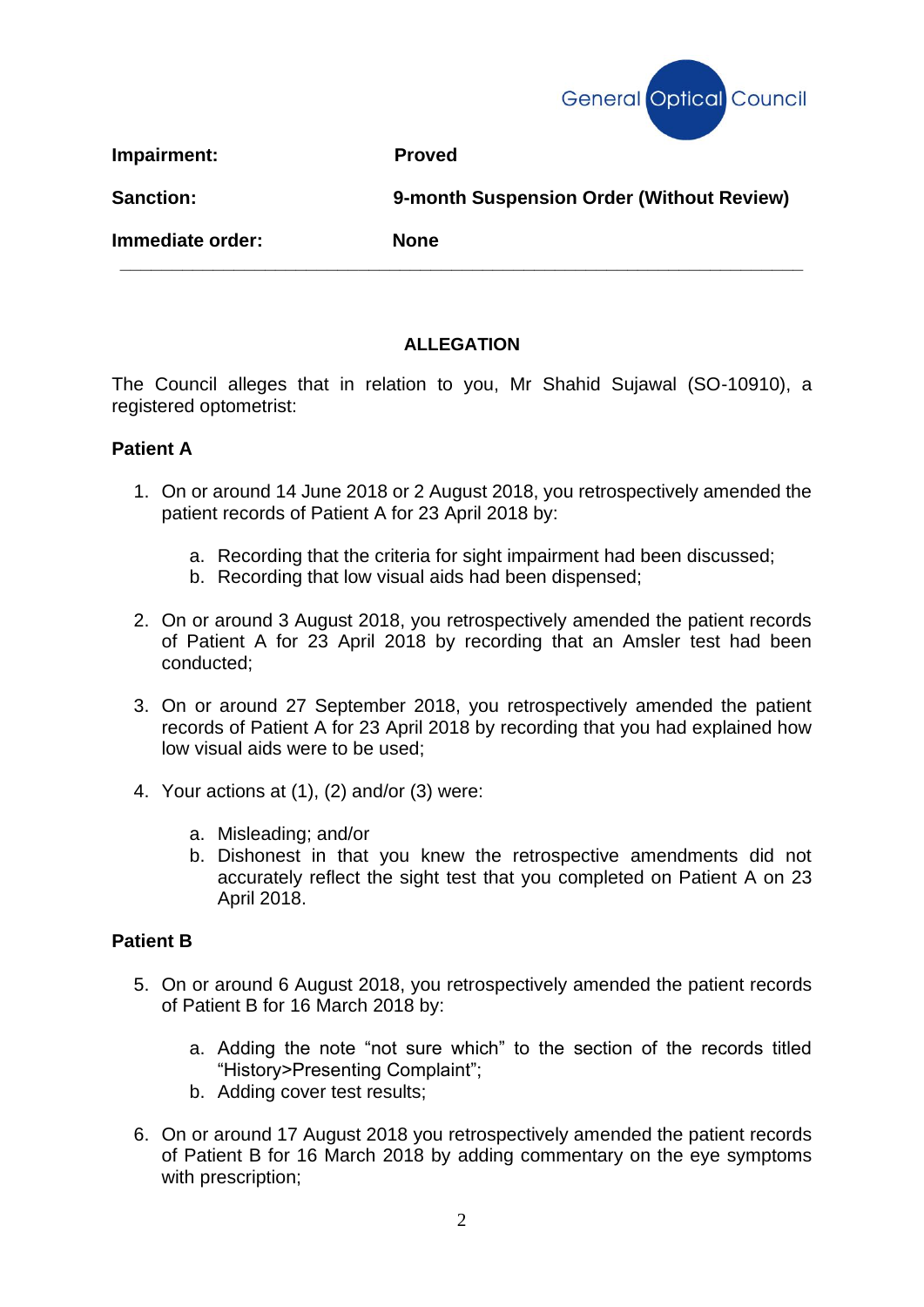| | |
|---|---|
| **Impairment:** | **Proved** |
| **Sanction:** | **9-month Suspension Order (Without Review)** |
| **Immediate order:** | **None** |

---

## ALLEGATION

The Council alleges that in relation to you, Mr Shahid Sujawal (SO-10910), a registered optometrist:

### Patient A

1. On or around 14 June 2018 or 2 August 2018, you retrospectively amended the patient records of Patient A for 23 April 2018 by:

   a. Recording that the criteria for sight impairment had been discussed;
   b. Recording that low visual aids had been dispensed;

2. On or around 3 August 2018, you retrospectively amended the patient records of Patient A for 23 April 2018 by recording that an Amsler test had been conducted;

3. On or around 27 September 2018, you retrospectively amended the patient records of Patient A for 23 April 2018 by recording that you had explained how low visual aids were to be used;

4. Your actions at (1), (2) and/or (3) were:

   a. Misleading; and/or
   b. Dishonest in that you knew the retrospective amendments did not accurately reflect the sight test that you completed on Patient A on 23 April 2018.

### Patient B

5. On or around 6 August 2018, you retrospectively amended the patient records of Patient B for 16 March 2018 by:

   a. Adding the note "not sure which" to the section of the records titled "History>Presenting Complaint";
   b. Adding cover test results;

6. On or around 17 August 2018 you retrospectively amended the patient records of Patient B for 16 March 2018 by adding commentary on the eye symptoms with prescription;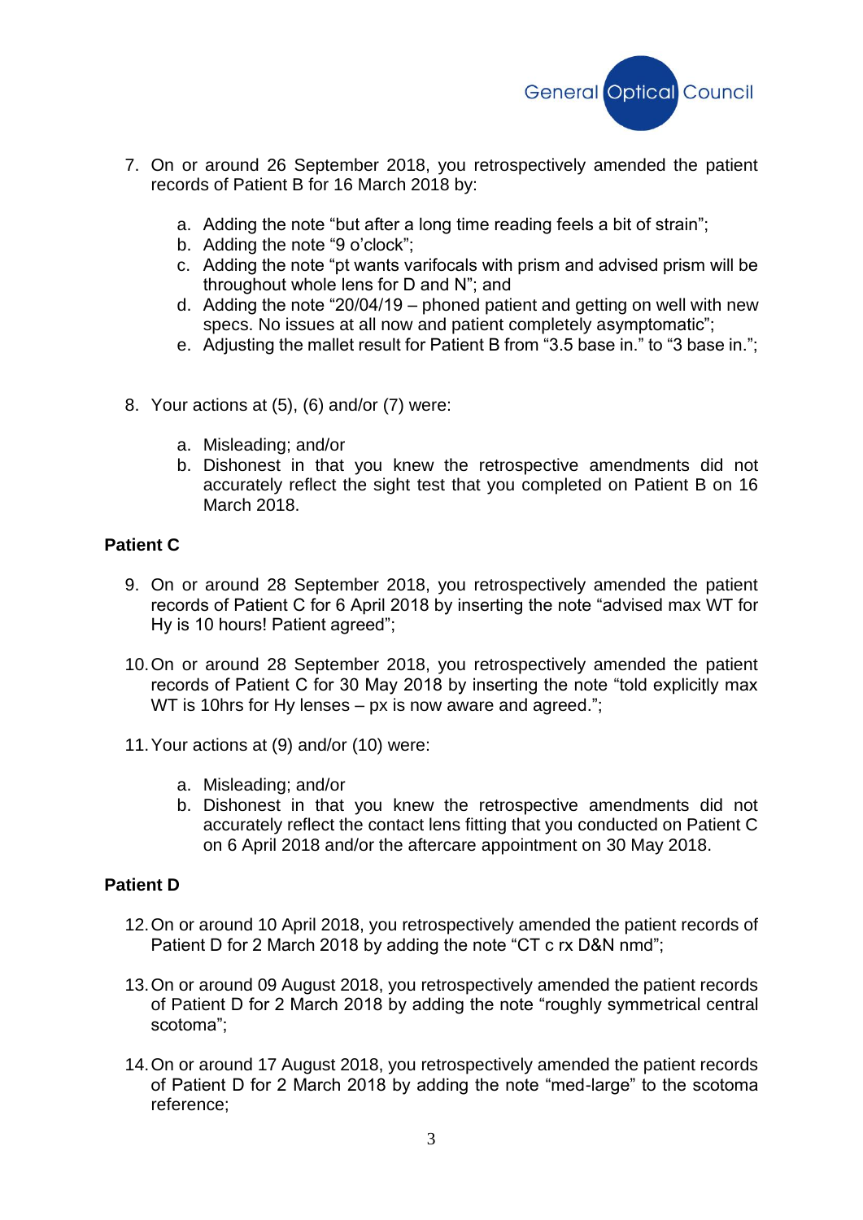7. On or around 26 September 2018, you retrospectively amended the patient records of Patient B for 16 March 2018 by:

    a. Adding the note "but after a long time reading feels a bit of strain";
    b. Adding the note "9 o'clock";
    c. Adding the note "pt wants varifocals with prism and advised prism will be throughout whole lens for D and N"; and
    d. Adding the note "20/04/19 – phoned patient and getting on well with new specs. No issues at all now and patient completely asymptomatic";
    e. Adjusting the mallet result for Patient B from "3.5 base in." to "3 base in.";

8. Your actions at (5), (6) and/or (7) were:

    a. Misleading; and/or
    b. Dishonest in that you knew the retrospective amendments did not accurately reflect the sight test that you completed on Patient B on 16 March 2018.

**Patient C**

9. On or around 28 September 2018, you retrospectively amended the patient records of Patient C for 6 April 2018 by inserting the note "advised max WT for Hy is 10 hours! Patient agreed";

10. On or around 28 September 2018, you retrospectively amended the patient records of Patient C for 30 May 2018 by inserting the note "told explicitly max WT is 10hrs for Hy lenses – px is now aware and agreed.";

11. Your actions at (9) and/or (10) were:

    a. Misleading; and/or
    b. Dishonest in that you knew the retrospective amendments did not accurately reflect the contact lens fitting that you conducted on Patient C on 6 April 2018 and/or the aftercare appointment on 30 May 2018.

**Patient D**

12. On or around 10 April 2018, you retrospectively amended the patient records of Patient D for 2 March 2018 by adding the note "CT c rx D&N nmd";

13. On or around 09 August 2018, you retrospectively amended the patient records of Patient D for 2 March 2018 by adding the note "roughly symmetrical central scotoma";

14. On or around 17 August 2018, you retrospectively amended the patient records of Patient D for 2 March 2018 by adding the note "med-large" to the scotoma reference;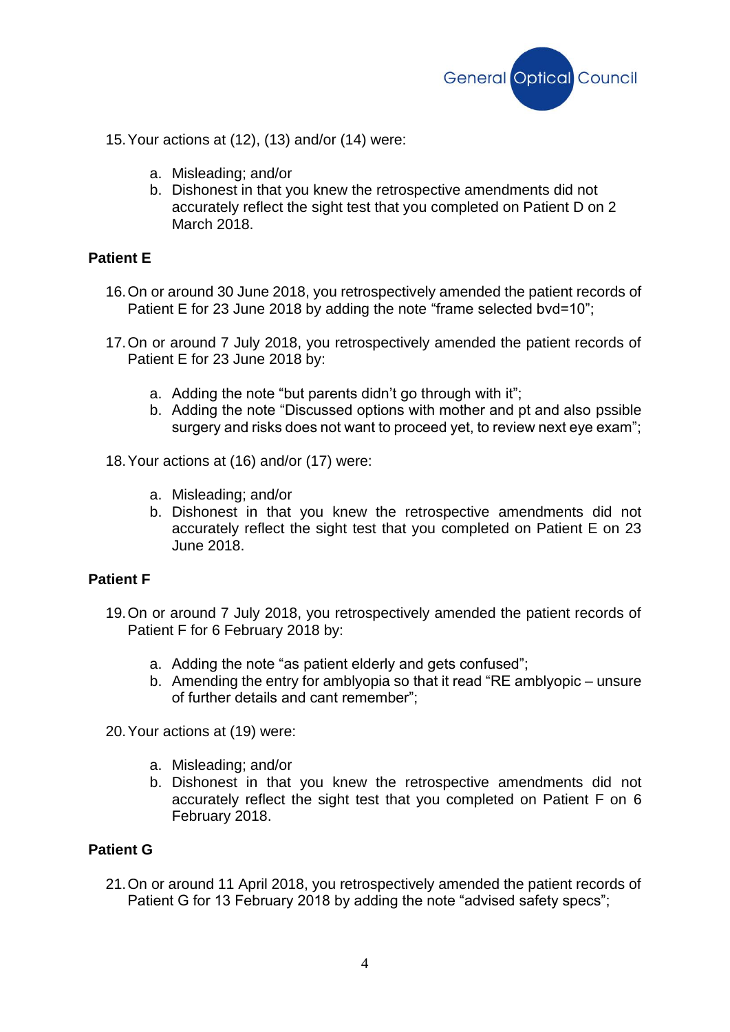15. Your actions at (12), (13) and/or (14) were:

    a. Misleading; and/or
    b. Dishonest in that you knew the retrospective amendments did not accurately reflect the sight test that you completed on Patient D on 2 March 2018.

**Patient E**

16. On or around 30 June 2018, you retrospectively amended the patient records of Patient E for 23 June 2018 by adding the note "frame selected bvd=10";

17. On or around 7 July 2018, you retrospectively amended the patient records of Patient E for 23 June 2018 by:

    a. Adding the note "but parents didn't go through with it";
    b. Adding the note "Discussed options with mother and pt and also pssible surgery and risks does not want to proceed yet, to review next eye exam";

18. Your actions at (16) and/or (17) were:

    a. Misleading; and/or
    b. Dishonest in that you knew the retrospective amendments did not accurately reflect the sight test that you completed on Patient E on 23 June 2018.

**Patient F**

19. On or around 7 July 2018, you retrospectively amended the patient records of Patient F for 6 February 2018 by:

    a. Adding the note "as patient elderly and gets confused";
    b. Amending the entry for amblyopia so that it read "RE amblyopic – unsure of further details and cant remember";

20. Your actions at (19) were:

    a. Misleading; and/or
    b. Dishonest in that you knew the retrospective amendments did not accurately reflect the sight test that you completed on Patient F on 6 February 2018.

**Patient G**

21. On or around 11 April 2018, you retrospectively amended the patient records of Patient G for 13 February 2018 by adding the note "advised safety specs";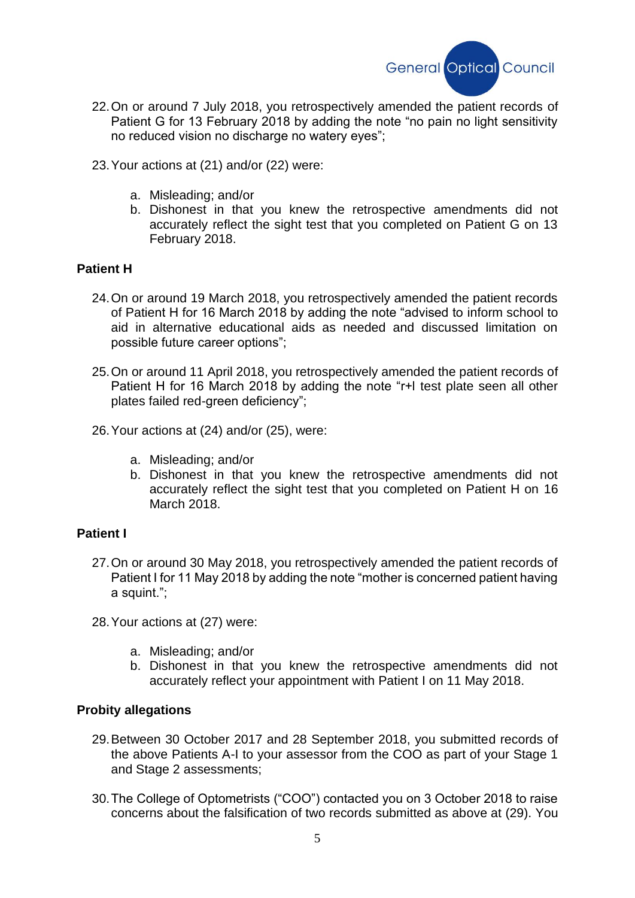22. On or around 7 July 2018, you retrospectively amended the patient records of Patient G for 13 February 2018 by adding the note "no pain no light sensitivity no reduced vision no discharge no watery eyes";

23. Your actions at (21) and/or (22) were:

    a. Misleading; and/or
    b. Dishonest in that you knew the retrospective amendments did not accurately reflect the sight test that you completed on Patient G on 13 February 2018.

**Patient H**

24. On or around 19 March 2018, you retrospectively amended the patient records of Patient H for 16 March 2018 by adding the note "advised to inform school to aid in alternative educational aids as needed and discussed limitation on possible future career options";

25. On or around 11 April 2018, you retrospectively amended the patient records of Patient H for 16 March 2018 by adding the note "r+l test plate seen all other plates failed red-green deficiency";

26. Your actions at (24) and/or (25), were:

    a. Misleading; and/or
    b. Dishonest in that you knew the retrospective amendments did not accurately reflect the sight test that you completed on Patient H on 16 March 2018.

**Patient I**

27. On or around 30 May 2018, you retrospectively amended the patient records of Patient I for 11 May 2018 by adding the note "mother is concerned patient having a squint.";

28. Your actions at (27) were:

    a. Misleading; and/or
    b. Dishonest in that you knew the retrospective amendments did not accurately reflect your appointment with Patient I on 11 May 2018.

**Probity allegations**

29. Between 30 October 2017 and 28 September 2018, you submitted records of the above Patients A-I to your assessor from the COO as part of your Stage 1 and Stage 2 assessments;

30. The College of Optometrists ("COO") contacted you on 3 October 2018 to raise concerns about the falsification of two records submitted as above at (29). You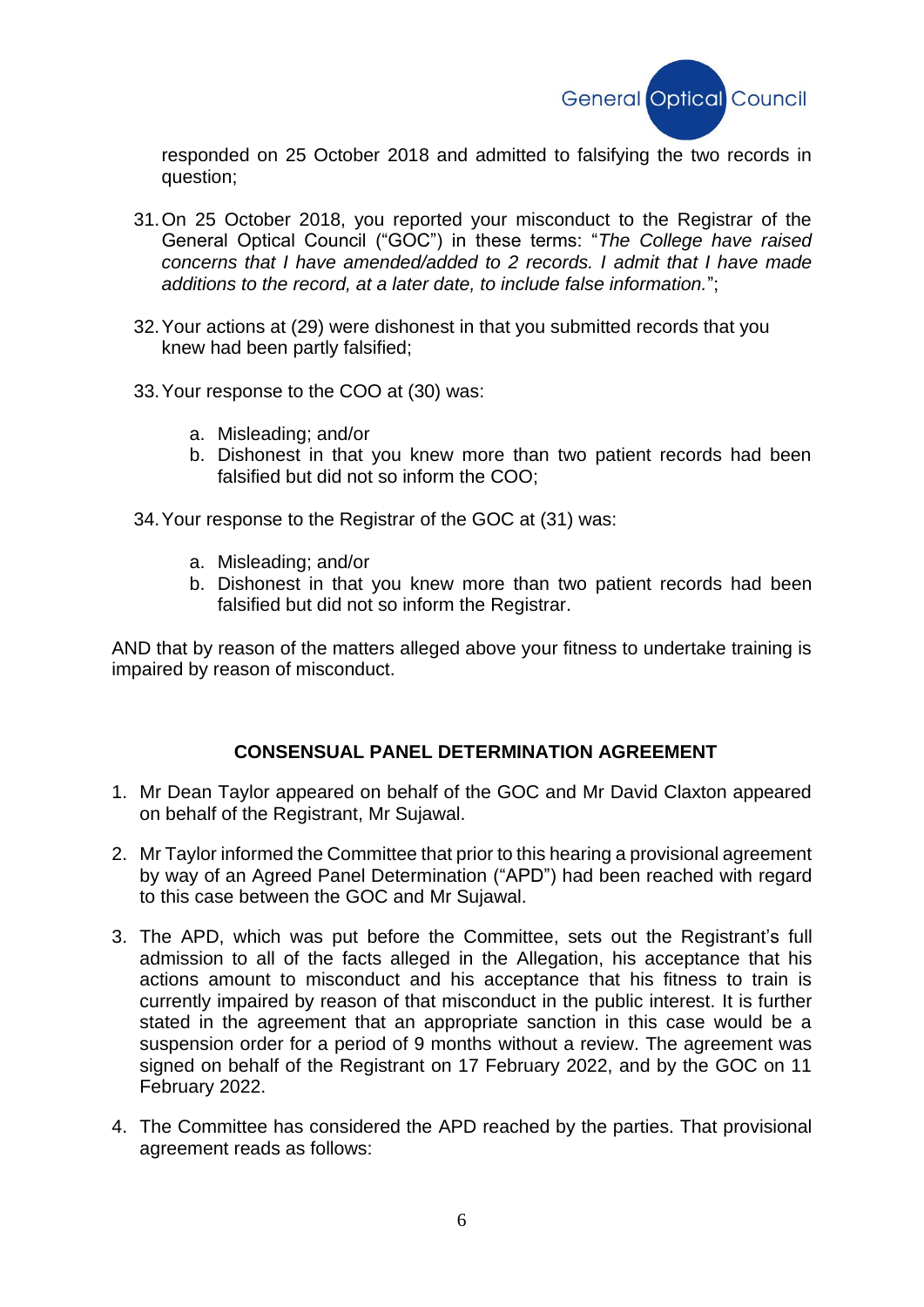responded on 25 October 2018 and admitted to falsifying the two records in question;

31. On 25 October 2018, you reported your misconduct to the Registrar of the General Optical Council ("GOC") in these terms: "*The College have raised concerns that I have amended/added to 2 records. I admit that I have made additions to the record, at a later date, to include false information.*";

32. Your actions at (29) were dishonest in that you submitted records that you knew had been partly falsified;

33. Your response to the COO at (30) was:

    a. Misleading; and/or
    b. Dishonest in that you knew more than two patient records had been falsified but did not so inform the COO;

34. Your response to the Registrar of the GOC at (31) was:

    a. Misleading; and/or
    b. Dishonest in that you knew more than two patient records had been falsified but did not so inform the Registrar.

AND that by reason of the matters alleged above your fitness to undertake training is impaired by reason of misconduct.

**CONSENSUAL PANEL DETERMINATION AGREEMENT**

1. Mr Dean Taylor appeared on behalf of the GOC and Mr David Claxton appeared on behalf of the Registrant, Mr Sujawal.

2. Mr Taylor informed the Committee that prior to this hearing a provisional agreement by way of an Agreed Panel Determination ("APD") had been reached with regard to this case between the GOC and Mr Sujawal.

3. The APD, which was put before the Committee, sets out the Registrant's full admission to all of the facts alleged in the Allegation, his acceptance that his actions amount to misconduct and his acceptance that his fitness to train is currently impaired by reason of that misconduct in the public interest. It is further stated in the agreement that an appropriate sanction in this case would be a suspension order for a period of 9 months without a review. The agreement was signed on behalf of the Registrant on 17 February 2022, and by the GOC on 11 February 2022.

4. The Committee has considered the APD reached by the parties. That provisional agreement reads as follows: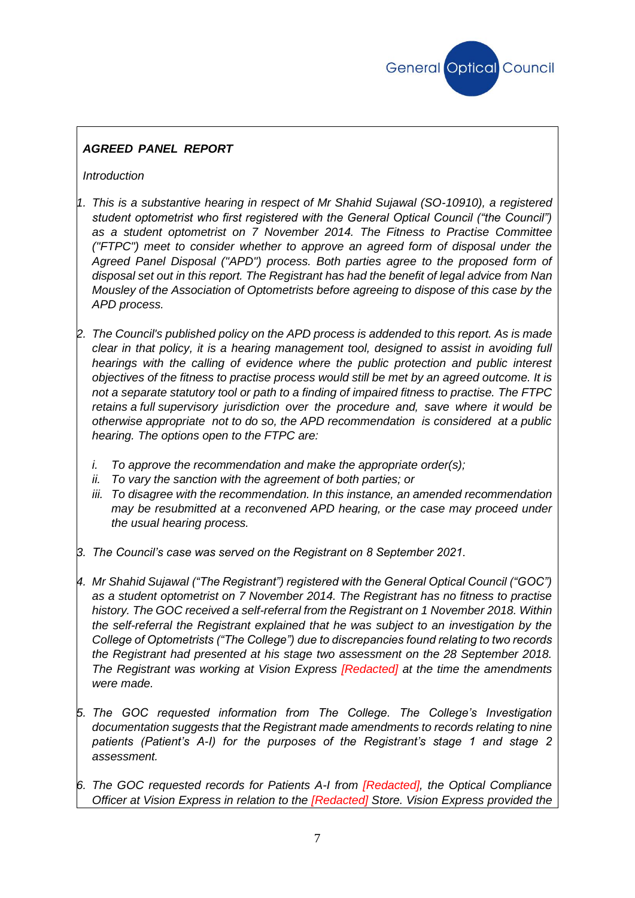***AGREED PANEL REPORT***

*Introduction*

1. *This is a substantive hearing in respect of Mr Shahid Sujawal (SO-10910), a registered student optometrist who first registered with the General Optical Council ("the Council") as a student optometrist on 7 November 2014. The Fitness to Practise Committee ("FTPC") meet to consider whether to approve an agreed form of disposal under the Agreed Panel Disposal ("APD") process. Both parties agree to the proposed form of disposal set out in this report. The Registrant has had the benefit of legal advice from Nan Mousley of the Association of Optometrists before agreeing to dispose of this case by the APD process.*

2. *The Council's published policy on the APD process is addended to this report. As is made clear in that policy, it is a hearing management tool, designed to assist in avoiding full hearings with the calling of evidence where the public protection and public interest objectives of the fitness to practise process would still be met by an agreed outcome. It is not a separate statutory tool or path to a finding of impaired fitness to practise. The FTPC retains a full supervisory jurisdiction over the procedure and, save where it would be otherwise appropriate not to do so, the APD recommendation is considered at a public hearing. The options open to the FTPC are:*

   i. *To approve the recommendation and make the appropriate order(s);*
   ii. *To vary the sanction with the agreement of both parties; or*
   iii. *To disagree with the recommendation. In this instance, an amended recommendation may be resubmitted at a reconvened APD hearing, or the case may proceed under the usual hearing process.*

3. *The Council's case was served on the Registrant on 8 September 2021.*

4. *Mr Shahid Sujawal ("The Registrant") registered with the General Optical Council ("GOC") as a student optometrist on 7 November 2014. The Registrant has no fitness to practise history. The GOC received a self-referral from the Registrant on 1 November 2018. Within the self-referral the Registrant explained that he was subject to an investigation by the College of Optometrists ("The College") due to discrepancies found relating to two records the Registrant had presented at his stage two assessment on the 28 September 2018. The Registrant was working at Vision Express [Redacted] at the time the amendments were made.*

5. *The GOC requested information from The College. The College's Investigation documentation suggests that the Registrant made amendments to records relating to nine patients (Patient's A-I) for the purposes of the Registrant's stage 1 and stage 2 assessment.*

6. *The GOC requested records for Patients A-I from [Redacted], the Optical Compliance Officer at Vision Express in relation to the [Redacted] Store. Vision Express provided the*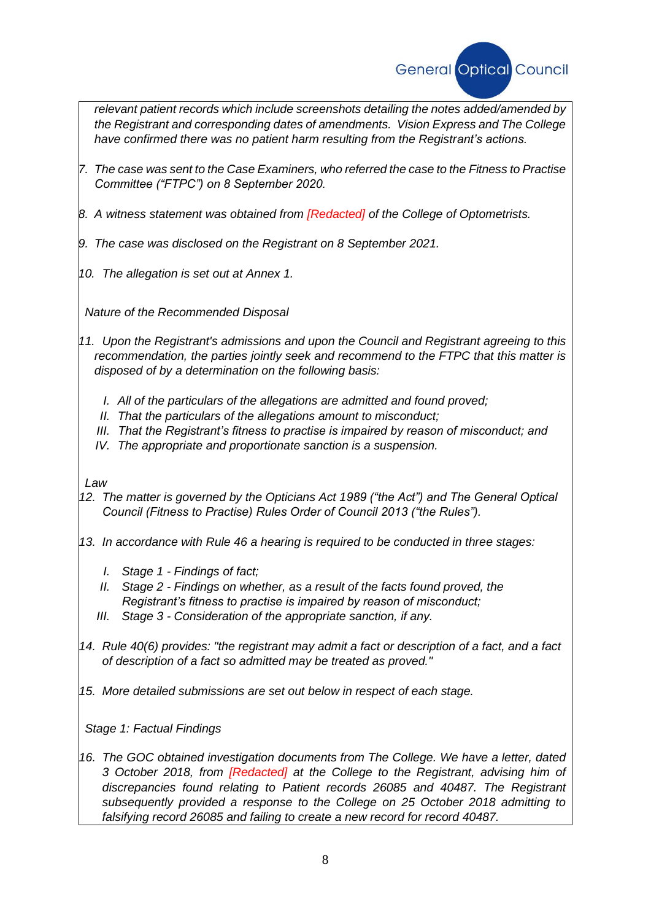*relevant patient records which include screenshots detailing the notes added/amended by the Registrant and corresponding dates of amendments. Vision Express and The College have confirmed there was no patient harm resulting from the Registrant's actions.*

7. *The case was sent to the Case Examiners, who referred the case to the Fitness to Practise Committee ("FTPC") on 8 September 2020.*

8. *A witness statement was obtained from [Redacted] of the College of Optometrists.*

9. *The case was disclosed on the Registrant on 8 September 2021.*

10. *The allegation is set out at Annex 1.*

*Nature of the Recommended Disposal*

11. *Upon the Registrant's admissions and upon the Council and Registrant agreeing to this recommendation, the parties jointly seek and recommend to the FTPC that this matter is disposed of by a determination on the following basis:*

    I. *All of the particulars of the allegations are admitted and found proved;*
    II. *That the particulars of the allegations amount to misconduct;*
    III. *That the Registrant's fitness to practise is impaired by reason of misconduct; and*
    IV. *The appropriate and proportionate sanction is a suspension.*

*Law*

12. *The matter is governed by the Opticians Act 1989 ("the Act") and The General Optical Council (Fitness to Practise) Rules Order of Council 2013 ("the Rules").*

13. *In accordance with Rule 46 a hearing is required to be conducted in three stages:*

    I. *Stage 1 - Findings of fact;*
    II. *Stage 2 - Findings on whether, as a result of the facts found proved, the Registrant's fitness to practise is impaired by reason of misconduct;*
    III. *Stage 3 - Consideration of the appropriate sanction, if any.*

14. *Rule 40(6) provides: "the registrant may admit a fact or description of a fact, and a fact of description of a fact so admitted may be treated as proved."*

15. *More detailed submissions are set out below in respect of each stage.*

*Stage 1: Factual Findings*

16. *The GOC obtained investigation documents from The College. We have a letter, dated 3 October 2018, from [Redacted] at the College to the Registrant, advising him of discrepancies found relating to Patient records 26085 and 40487. The Registrant subsequently provided a response to the College on 25 October 2018 admitting to falsifying record 26085 and failing to create a new record for record 40487.*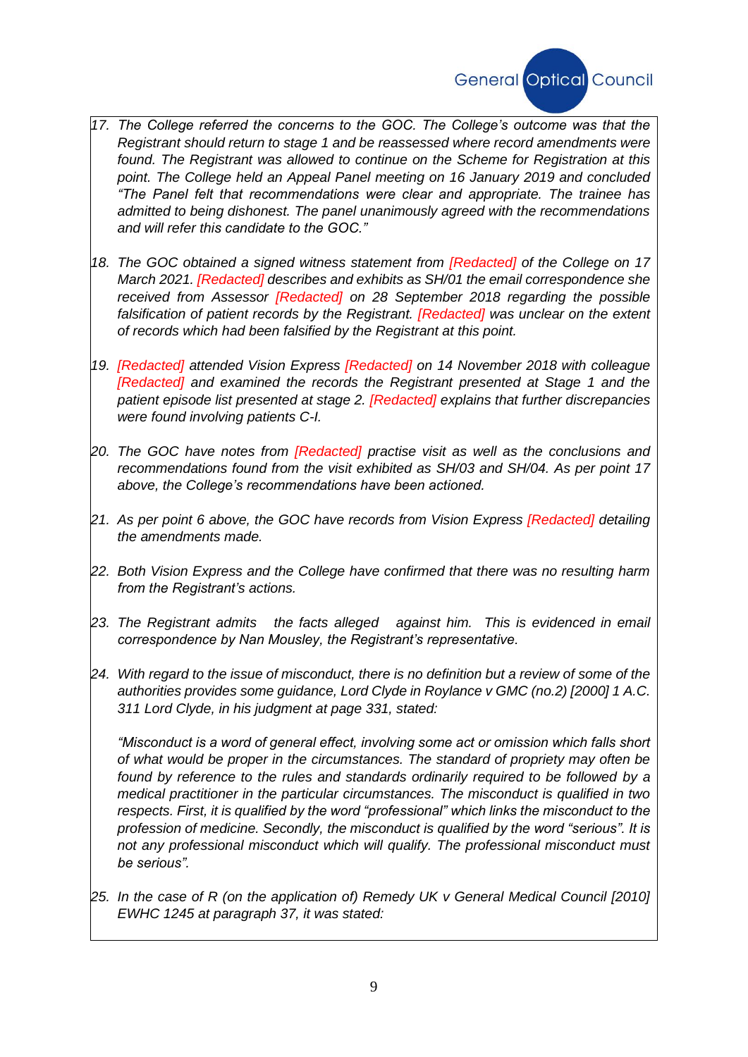17. *The College referred the concerns to the GOC. The College's outcome was that the Registrant should return to stage 1 and be reassessed where record amendments were found. The Registrant was allowed to continue on the Scheme for Registration at this point. The College held an Appeal Panel meeting on 16 January 2019 and concluded "The Panel felt that recommendations were clear and appropriate. The trainee has admitted to being dishonest. The panel unanimously agreed with the recommendations and will refer this candidate to the GOC."*

18. *The GOC obtained a signed witness statement from [Redacted] of the College on 17 March 2021. [Redacted] describes and exhibits as SH/01 the email correspondence she received from Assessor [Redacted] on 28 September 2018 regarding the possible falsification of patient records by the Registrant. [Redacted] was unclear on the extent of records which had been falsified by the Registrant at this point.*

19. *[Redacted] attended Vision Express [Redacted] on 14 November 2018 with colleague [Redacted] and examined the records the Registrant presented at Stage 1 and the patient episode list presented at stage 2. [Redacted] explains that further discrepancies were found involving patients C-I.*

20. *The GOC have notes from [Redacted] practise visit as well as the conclusions and recommendations found from the visit exhibited as SH/03 and SH/04. As per point 17 above, the College's recommendations have been actioned.*

21. *As per point 6 above, the GOC have records from Vision Express [Redacted] detailing the amendments made.*

22. *Both Vision Express and the College have confirmed that there was no resulting harm from the Registrant's actions.*

23. *The Registrant admits the facts alleged against him. This is evidenced in email correspondence by Nan Mousley, the Registrant's representative.*

24. *With regard to the issue of misconduct, there is no definition but a review of some of the authorities provides some guidance, Lord Clyde in Roylance v GMC (no.2) [2000] 1 A.C. 311 Lord Clyde, in his judgment at page 331, stated:*

    *"Misconduct is a word of general effect, involving some act or omission which falls short of what would be proper in the circumstances. The standard of propriety may often be found by reference to the rules and standards ordinarily required to be followed by a medical practitioner in the particular circumstances. The misconduct is qualified in two respects. First, it is qualified by the word "professional" which links the misconduct to the profession of medicine. Secondly, the misconduct is qualified by the word "serious". It is not any professional misconduct which will qualify. The professional misconduct must be serious".*

25. *In the case of R (on the application of) Remedy UK v General Medical Council [2010] EWHC 1245 at paragraph 37, it was stated:*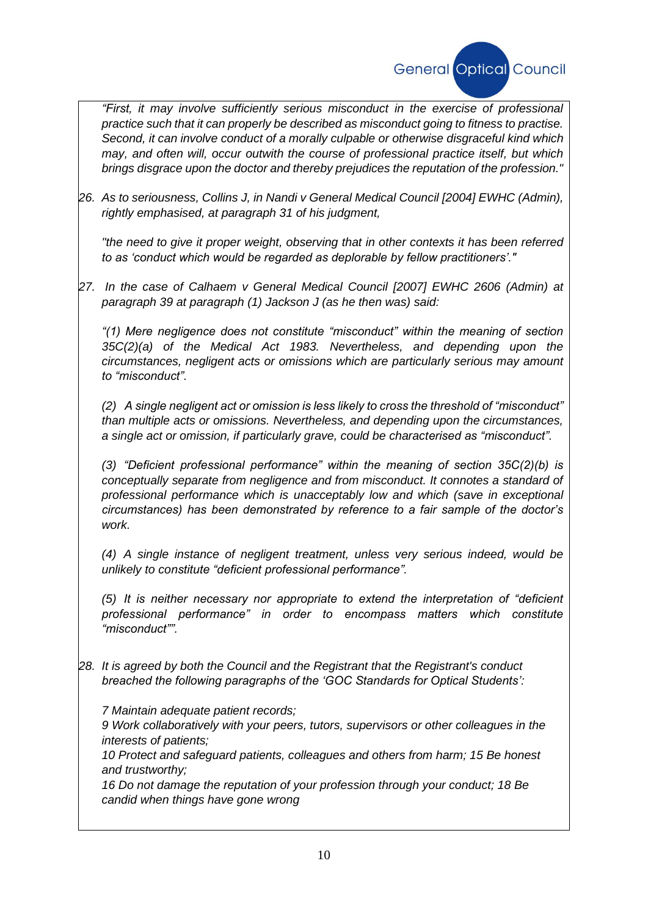*"First, it may involve sufficiently serious misconduct in the exercise of professional practice such that it can properly be described as misconduct going to fitness to practise. Second, it can involve conduct of a morally culpable or otherwise disgraceful kind which may, and often will, occur outwith the course of professional practice itself, but which brings disgrace upon the doctor and thereby prejudices the reputation of the profession."*

26. *As to seriousness, Collins J, in Nandi v General Medical Council [2004] EWHC (Admin), rightly emphasised, at paragraph 31 of his judgment,*

    *"the need to give it proper weight, observing that in other contexts it has been referred to as 'conduct which would be regarded as deplorable by fellow practitioners'."*

27. *In the case of Calhaem v General Medical Council [2007] EWHC 2606 (Admin) at paragraph 39 at paragraph (1) Jackson J (as he then was) said:*

    *"(1) Mere negligence does not constitute "misconduct" within the meaning of section 35C(2)(a) of the Medical Act 1983. Nevertheless, and depending upon the circumstances, negligent acts or omissions which are particularly serious may amount to "misconduct".*

    *(2) A single negligent act or omission is less likely to cross the threshold of "misconduct" than multiple acts or omissions. Nevertheless, and depending upon the circumstances, a single act or omission, if particularly grave, could be characterised as "misconduct".*

    *(3) "Deficient professional performance" within the meaning of section 35C(2)(b) is conceptually separate from negligence and from misconduct. It connotes a standard of professional performance which is unacceptably low and which (save in exceptional circumstances) has been demonstrated by reference to a fair sample of the doctor's work.*

    *(4) A single instance of negligent treatment, unless very serious indeed, would be unlikely to constitute "deficient professional performance".*

    *(5) It is neither necessary nor appropriate to extend the interpretation of "deficient professional performance" in order to encompass matters which constitute "misconduct"".*

28. *It is agreed by both the Council and the Registrant that the Registrant's conduct breached the following paragraphs of the 'GOC Standards for Optical Students':*

    *7 Maintain adequate patient records;*
    *9 Work collaboratively with your peers, tutors, supervisors or other colleagues in the interests of patients;*
    *10 Protect and safeguard patients, colleagues and others from harm; 15 Be honest and trustworthy;*
    *16 Do not damage the reputation of your profession through your conduct; 18 Be candid when things have gone wrong*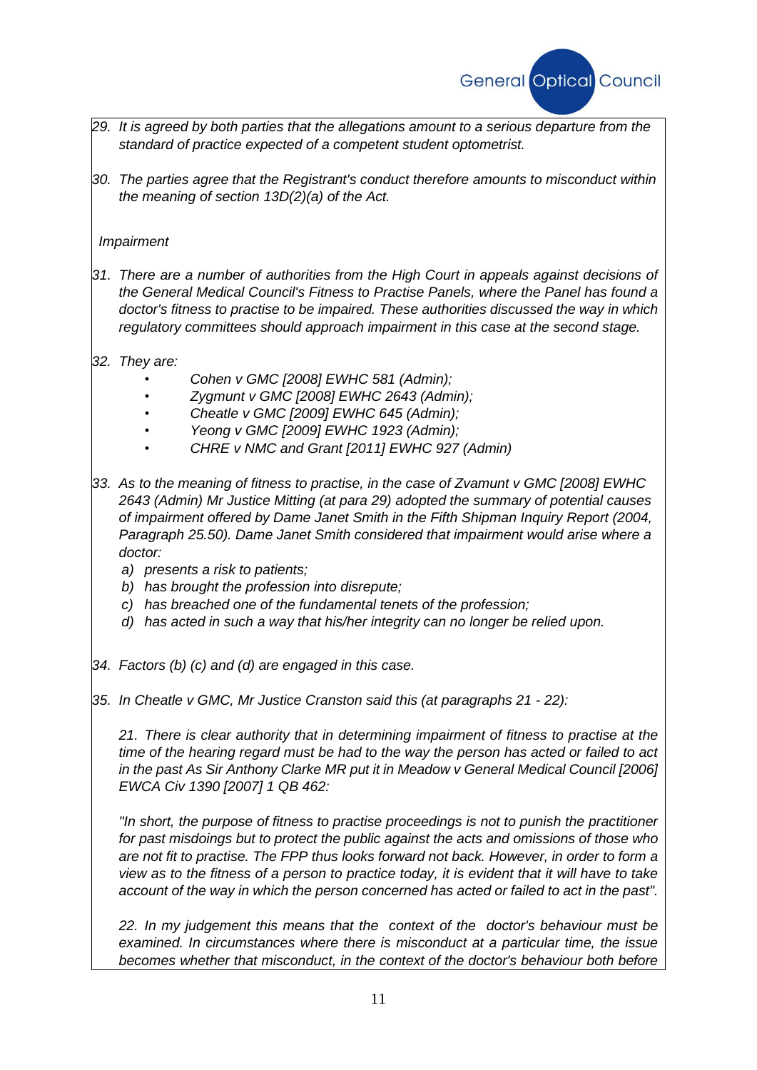*29. It is agreed by both parties that the allegations amount to a serious departure from the standard of practice expected of a competent student optometrist.*

*30. The parties agree that the Registrant's conduct therefore amounts to misconduct within the meaning of section 13D(2)(a) of the Act.*

*Impairment*

*31. There are a number of authorities from the High Court in appeals against decisions of the General Medical Council's Fitness to Practise Panels, where the Panel has found a doctor's fitness to practise to be impaired. These authorities discussed the way in which regulatory committees should approach impairment in this case at the second stage.*

*32. They are:*

- *Cohen v GMC [2008] EWHC 581 (Admin);*
- *Zygmunt v GMC [2008] EWHC 2643 (Admin);*
- *Cheatle v GMC [2009] EWHC 645 (Admin);*
- *Yeong v GMC [2009] EWHC 1923 (Admin);*
- *CHRE v NMC and Grant [2011] EWHC 927 (Admin)*

*33. As to the meaning of fitness to practise, in the case of Zvamunt v GMC [2008] EWHC 2643 (Admin) Mr Justice Mitting (at para 29) adopted the summary of potential causes of impairment offered by Dame Janet Smith in the Fifth Shipman Inquiry Report (2004, Paragraph 25.50). Dame Janet Smith considered that impairment would arise where a doctor:*

*a) presents a risk to patients;*
*b) has brought the profession into disrepute;*
*c) has breached one of the fundamental tenets of the profession;*
*d) has acted in such a way that his/her integrity can no longer be relied upon.*

*34. Factors (b) (c) and (d) are engaged in this case.*

*35. In Cheatle v GMC, Mr Justice Cranston said this (at paragraphs 21 - 22):*

*21. There is clear authority that in determining impairment of fitness to practise at the time of the hearing regard must be had to the way the person has acted or failed to act in the past As Sir Anthony Clarke MR put it in Meadow v General Medical Council [2006] EWCA Civ 1390 [2007] 1 QB 462:*

*"In short, the purpose of fitness to practise proceedings is not to punish the practitioner for past misdoings but to protect the public against the acts and omissions of those who are not fit to practise. The FPP thus looks forward not back. However, in order to form a view as to the fitness of a person to practice today, it is evident that it will have to take account of the way in which the person concerned has acted or failed to act in the past".*

*22. In my judgement this means that the context of the doctor's behaviour must be examined. In circumstances where there is misconduct at a particular time, the issue becomes whether that misconduct, in the context of the doctor's behaviour both before*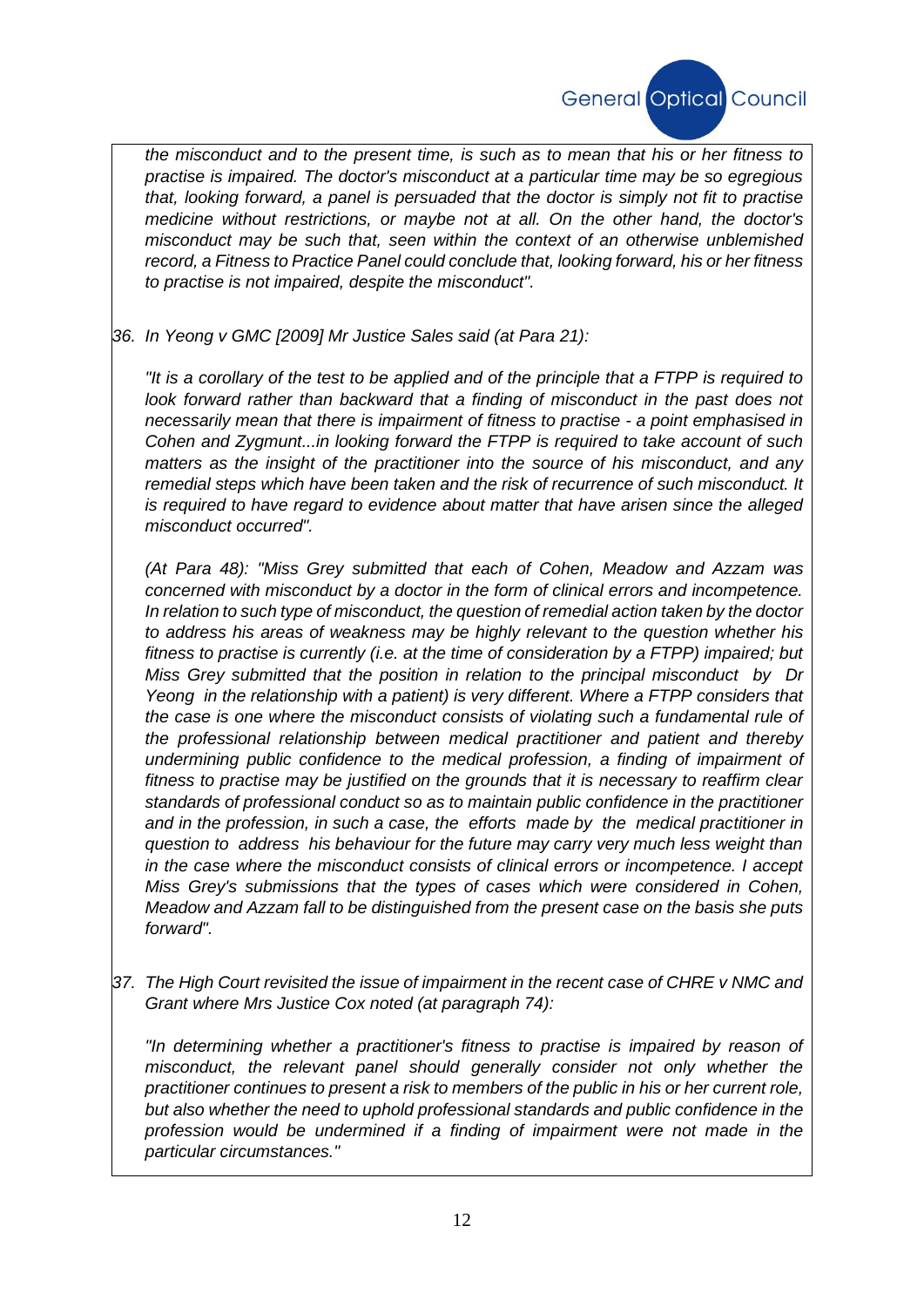*the misconduct and to the present time, is such as to mean that his or her fitness to practise is impaired. The doctor's misconduct at a particular time may be so egregious that, looking forward, a panel is persuaded that the doctor is simply not fit to practise medicine without restrictions, or maybe not at all. On the other hand, the doctor's misconduct may be such that, seen within the context of an otherwise unblemished record, a Fitness to Practice Panel could conclude that, looking forward, his or her fitness to practise is not impaired, despite the misconduct".*

*36. In Yeong v GMC [2009] Mr Justice Sales said (at Para 21):*

*"It is a corollary of the test to be applied and of the principle that a FTPP is required to look forward rather than backward that a finding of misconduct in the past does not necessarily mean that there is impairment of fitness to practise - a point emphasised in Cohen and Zygmunt...in looking forward the FTPP is required to take account of such matters as the insight of the practitioner into the source of his misconduct, and any remedial steps which have been taken and the risk of recurrence of such misconduct. It is required to have regard to evidence about matter that have arisen since the alleged misconduct occurred".*

*(At Para 48): "Miss Grey submitted that each of Cohen, Meadow and Azzam was concerned with misconduct by a doctor in the form of clinical errors and incompetence. In relation to such type of misconduct, the question of remedial action taken by the doctor to address his areas of weakness may be highly relevant to the question whether his fitness to practise is currently (i.e. at the time of consideration by a FTPP) impaired; but Miss Grey submitted that the position in relation to the principal misconduct by Dr Yeong in the relationship with a patient) is very different. Where a FTPP considers that the case is one where the misconduct consists of violating such a fundamental rule of the professional relationship between medical practitioner and patient and thereby undermining public confidence to the medical profession, a finding of impairment of fitness to practise may be justified on the grounds that it is necessary to reaffirm clear standards of professional conduct so as to maintain public confidence in the practitioner and in the profession, in such a case, the efforts made by the medical practitioner in question to address his behaviour for the future may carry very much less weight than in the case where the misconduct consists of clinical errors or incompetence. I accept Miss Grey's submissions that the types of cases which were considered in Cohen, Meadow and Azzam fall to be distinguished from the present case on the basis she puts forward".*

*37. The High Court revisited the issue of impairment in the recent case of CHRE v NMC and Grant where Mrs Justice Cox noted (at paragraph 74):*

*"In determining whether a practitioner's fitness to practise is impaired by reason of misconduct, the relevant panel should generally consider not only whether the practitioner continues to present a risk to members of the public in his or her current role, but also whether the need to uphold professional standards and public confidence in the profession would be undermined if a finding of impairment were not made in the particular circumstances."*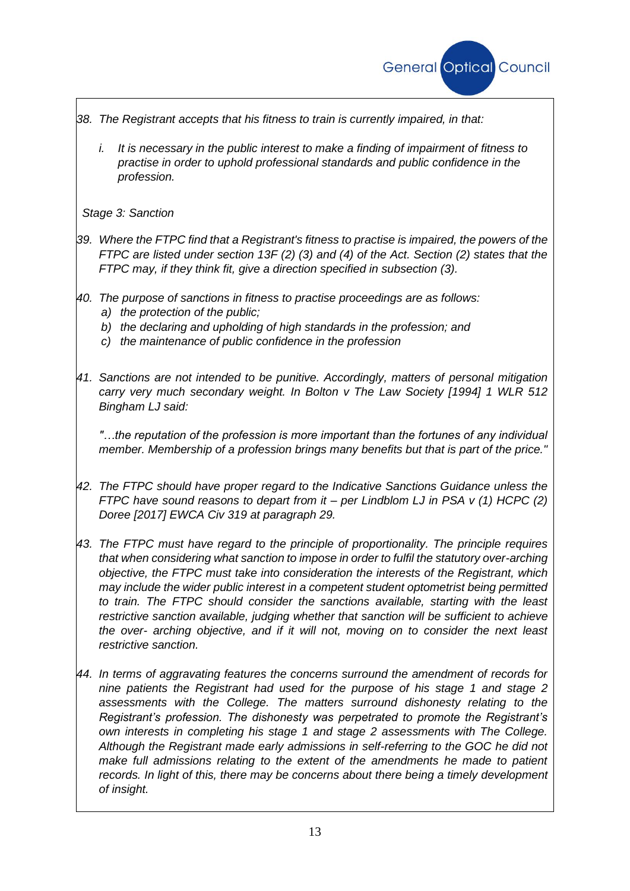*38. The Registrant accepts that his fitness to train is currently impaired, in that:*

*i. It is necessary in the public interest to make a finding of impairment of fitness to practise in order to uphold professional standards and public confidence in the profession.*

*Stage 3: Sanction*

*39. Where the FTPC find that a Registrant's fitness to practise is impaired, the powers of the FTPC are listed under section 13F (2) (3) and (4) of the Act. Section (2) states that the FTPC may, if they think fit, give a direction specified in subsection (3).*

*40. The purpose of sanctions in fitness to practise proceedings are as follows:*
  *a) the protection of the public;*
  *b) the declaring and upholding of high standards in the profession; and*
  *c) the maintenance of public confidence in the profession*

*41. Sanctions are not intended to be punitive. Accordingly, matters of personal mitigation carry very much secondary weight. In Bolton v The Law Society [1994] 1 WLR 512 Bingham LJ said:*

*"…the reputation of the profession is more important than the fortunes of any individual member. Membership of a profession brings many benefits but that is part of the price."*

*42. The FTPC should have proper regard to the Indicative Sanctions Guidance unless the FTPC have sound reasons to depart from it – per Lindblom LJ in PSA v (1) HCPC (2) Doree [2017] EWCA Civ 319 at paragraph 29.*

*43. The FTPC must have regard to the principle of proportionality. The principle requires that when considering what sanction to impose in order to fulfil the statutory over-arching objective, the FTPC must take into consideration the interests of the Registrant, which may include the wider public interest in a competent student optometrist being permitted to train. The FTPC should consider the sanctions available, starting with the least restrictive sanction available, judging whether that sanction will be sufficient to achieve the over- arching objective, and if it will not, moving on to consider the next least restrictive sanction.*

*44. In terms of aggravating features the concerns surround the amendment of records for nine patients the Registrant had used for the purpose of his stage 1 and stage 2 assessments with the College. The matters surround dishonesty relating to the Registrant's profession. The dishonesty was perpetrated to promote the Registrant's own interests in completing his stage 1 and stage 2 assessments with The College. Although the Registrant made early admissions in self-referring to the GOC he did not make full admissions relating to the extent of the amendments he made to patient records. In light of this, there may be concerns about there being a timely development of insight.*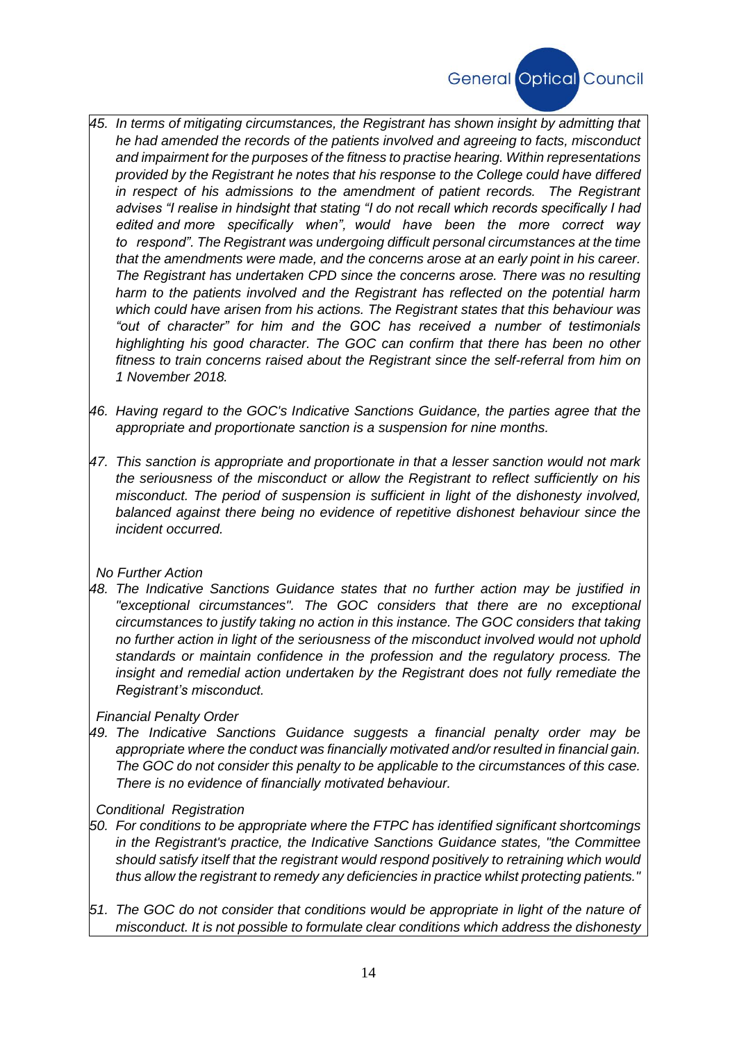45. *In terms of mitigating circumstances, the Registrant has shown insight by admitting that he had amended the records of the patients involved and agreeing to facts, misconduct and impairment for the purposes of the fitness to practise hearing. Within representations provided by the Registrant he notes that his response to the College could have differed in respect of his admissions to the amendment of patient records. The Registrant advises "I realise in hindsight that stating "I do not recall which records specifically I had edited and more specifically when", would have been the more correct way to respond". The Registrant was undergoing difficult personal circumstances at the time that the amendments were made, and the concerns arose at an early point in his career. The Registrant has undertaken CPD since the concerns arose. There was no resulting harm to the patients involved and the Registrant has reflected on the potential harm which could have arisen from his actions. The Registrant states that this behaviour was "out of character" for him and the GOC has received a number of testimonials highlighting his good character. The GOC can confirm that there has been no other fitness to train concerns raised about the Registrant since the self-referral from him on 1 November 2018.*

46. *Having regard to the GOC's Indicative Sanctions Guidance, the parties agree that the appropriate and proportionate sanction is a suspension for nine months.*

47. *This sanction is appropriate and proportionate in that a lesser sanction would not mark the seriousness of the misconduct or allow the Registrant to reflect sufficiently on his misconduct. The period of suspension is sufficient in light of the dishonesty involved, balanced against there being no evidence of repetitive dishonest behaviour since the incident occurred.*

*No Further Action*

48. *The Indicative Sanctions Guidance states that no further action may be justified in "exceptional circumstances". The GOC considers that there are no exceptional circumstances to justify taking no action in this instance. The GOC considers that taking no further action in light of the seriousness of the misconduct involved would not uphold standards or maintain confidence in the profession and the regulatory process. The insight and remedial action undertaken by the Registrant does not fully remediate the Registrant's misconduct.*

*Financial Penalty Order*

49. *The Indicative Sanctions Guidance suggests a financial penalty order may be appropriate where the conduct was financially motivated and/or resulted in financial gain. The GOC do not consider this penalty to be applicable to the circumstances of this case. There is no evidence of financially motivated behaviour.*

*Conditional Registration*

50. *For conditions to be appropriate where the FTPC has identified significant shortcomings in the Registrant's practice, the Indicative Sanctions Guidance states, "the Committee should satisfy itself that the registrant would respond positively to retraining which would thus allow the registrant to remedy any deficiencies in practice whilst protecting patients."*

51. *The GOC do not consider that conditions would be appropriate in light of the nature of misconduct. It is not possible to formulate clear conditions which address the dishonesty*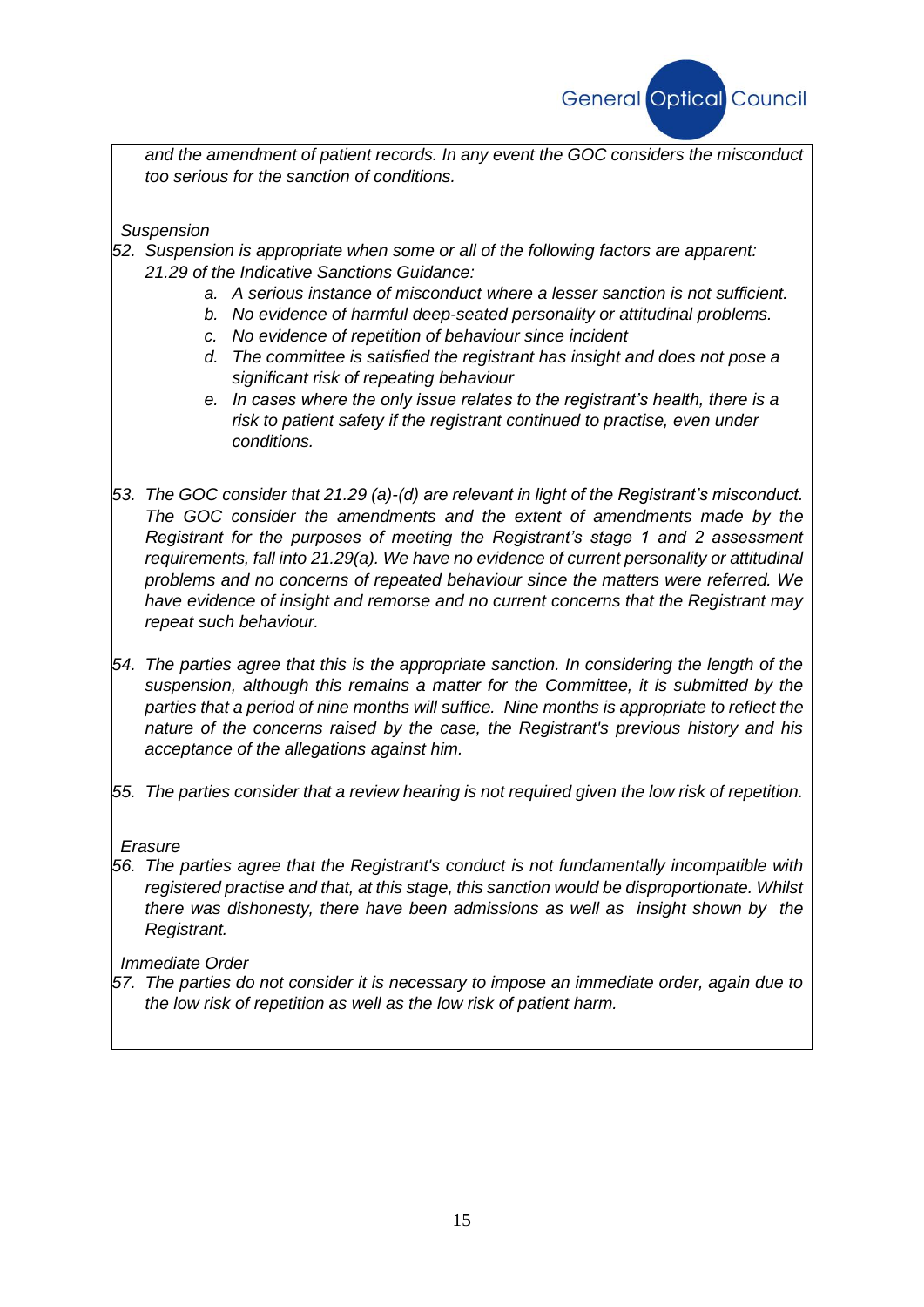*and the amendment of patient records. In any event the GOC considers the misconduct too serious for the sanction of conditions.*

*Suspension*

*52. Suspension is appropriate when some or all of the following factors are apparent: 21.29 of the Indicative Sanctions Guidance:*

   *a. A serious instance of misconduct where a lesser sanction is not sufficient.*
   *b. No evidence of harmful deep-seated personality or attitudinal problems.*
   *c. No evidence of repetition of behaviour since incident*
   *d. The committee is satisfied the registrant has insight and does not pose a significant risk of repeating behaviour*
   *e. In cases where the only issue relates to the registrant's health, there is a risk to patient safety if the registrant continued to practise, even under conditions.*

*53. The GOC consider that 21.29 (a)-(d) are relevant in light of the Registrant's misconduct. The GOC consider the amendments and the extent of amendments made by the Registrant for the purposes of meeting the Registrant's stage 1 and 2 assessment requirements, fall into 21.29(a). We have no evidence of current personality or attitudinal problems and no concerns of repeated behaviour since the matters were referred. We have evidence of insight and remorse and no current concerns that the Registrant may repeat such behaviour.*

*54. The parties agree that this is the appropriate sanction. In considering the length of the suspension, although this remains a matter for the Committee, it is submitted by the parties that a period of nine months will suffice. Nine months is appropriate to reflect the nature of the concerns raised by the case, the Registrant's previous history and his acceptance of the allegations against him.*

*55. The parties consider that a review hearing is not required given the low risk of repetition.*

*Erasure*

*56. The parties agree that the Registrant's conduct is not fundamentally incompatible with registered practise and that, at this stage, this sanction would be disproportionate. Whilst there was dishonesty, there have been admissions as well as insight shown by the Registrant.*

*Immediate Order*

*57. The parties do not consider it is necessary to impose an immediate order, again due to the low risk of repetition as well as the low risk of patient harm.*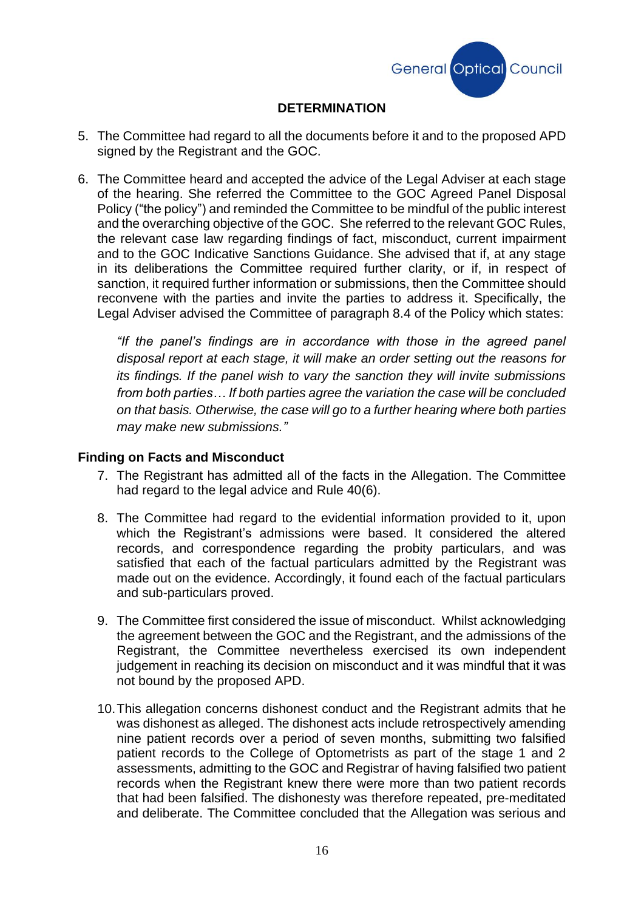## DETERMINATION

5. The Committee had regard to all the documents before it and to the proposed APD signed by the Registrant and the GOC.

6. The Committee heard and accepted the advice of the Legal Adviser at each stage of the hearing. She referred the Committee to the GOC Agreed Panel Disposal Policy ("the policy") and reminded the Committee to be mindful of the public interest and the overarching objective of the GOC. She referred to the relevant GOC Rules, the relevant case law regarding findings of fact, misconduct, current impairment and to the GOC Indicative Sanctions Guidance. She advised that if, at any stage in its deliberations the Committee required further clarity, or if, in respect of sanction, it required further information or submissions, then the Committee should reconvene with the parties and invite the parties to address it. Specifically, the Legal Adviser advised the Committee of paragraph 8.4 of the Policy which states:

   *"If the panel's findings are in accordance with those in the agreed panel disposal report at each stage, it will make an order setting out the reasons for its findings. If the panel wish to vary the sanction they will invite submissions from both parties… If both parties agree the variation the case will be concluded on that basis. Otherwise, the case will go to a further hearing where both parties may make new submissions."*

### Finding on Facts and Misconduct

7. The Registrant has admitted all of the facts in the Allegation. The Committee had regard to the legal advice and Rule 40(6).

8. The Committee had regard to the evidential information provided to it, upon which the Registrant's admissions were based. It considered the altered records, and correspondence regarding the probity particulars, and was satisfied that each of the factual particulars admitted by the Registrant was made out on the evidence. Accordingly, it found each of the factual particulars and sub-particulars proved.

9. The Committee first considered the issue of misconduct. Whilst acknowledging the agreement between the GOC and the Registrant, and the admissions of the Registrant, the Committee nevertheless exercised its own independent judgement in reaching its decision on misconduct and it was mindful that it was not bound by the proposed APD.

10. This allegation concerns dishonest conduct and the Registrant admits that he was dishonest as alleged. The dishonest acts include retrospectively amending nine patient records over a period of seven months, submitting two falsified patient records to the College of Optometrists as part of the stage 1 and 2 assessments, admitting to the GOC and Registrar of having falsified two patient records when the Registrant knew there were more than two patient records that had been falsified. The dishonesty was therefore repeated, pre-meditated and deliberate. The Committee concluded that the Allegation was serious and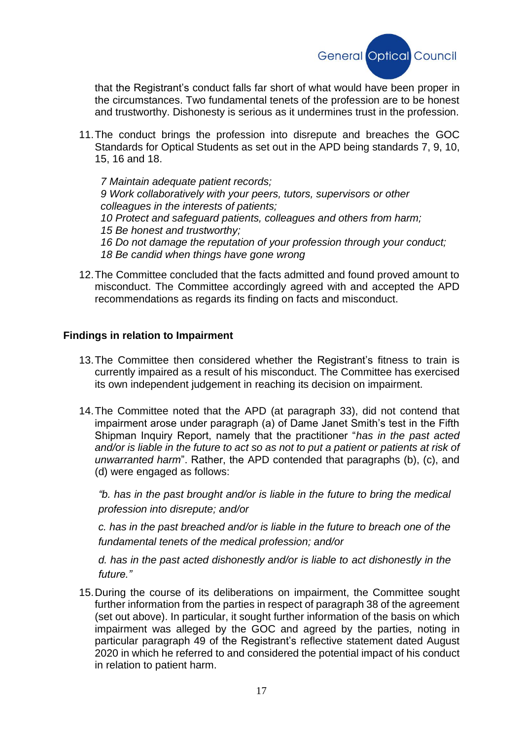that the Registrant's conduct falls far short of what would have been proper in the circumstances. Two fundamental tenets of the profession are to be honest and trustworthy. Dishonesty is serious as it undermines trust in the profession.

11. The conduct brings the profession into disrepute and breaches the GOC Standards for Optical Students as set out in the APD being standards 7, 9, 10, 15, 16 and 18.

    *7 Maintain adequate patient records;*
    *9 Work collaboratively with your peers, tutors, supervisors or other colleagues in the interests of patients;*
    *10 Protect and safeguard patients, colleagues and others from harm;*
    *15 Be honest and trustworthy;*
    *16 Do not damage the reputation of your profession through your conduct;*
    *18 Be candid when things have gone wrong*

12. The Committee concluded that the facts admitted and found proved amount to misconduct. The Committee accordingly agreed with and accepted the APD recommendations as regards its finding on facts and misconduct.

**Findings in relation to Impairment**

13. The Committee then considered whether the Registrant's fitness to train is currently impaired as a result of his misconduct. The Committee has exercised its own independent judgement in reaching its decision on impairment.

14. The Committee noted that the APD (at paragraph 33), did not contend that impairment arose under paragraph (a) of Dame Janet Smith's test in the Fifth Shipman Inquiry Report, namely that the practitioner "*has in the past acted and/or is liable in the future to act so as not to put a patient or patients at risk of unwarranted harm*". Rather, the APD contended that paragraphs (b), (c), and (d) were engaged as follows:

    *"b. has in the past brought and/or is liable in the future to bring the medical profession into disrepute; and/or*

    *c. has in the past breached and/or is liable in the future to breach one of the fundamental tenets of the medical profession; and/or*

    *d. has in the past acted dishonestly and/or is liable to act dishonestly in the future."*

15. During the course of its deliberations on impairment, the Committee sought further information from the parties in respect of paragraph 38 of the agreement (set out above). In particular, it sought further information of the basis on which impairment was alleged by the GOC and agreed by the parties, noting in particular paragraph 49 of the Registrant's reflective statement dated August 2020 in which he referred to and considered the potential impact of his conduct in relation to patient harm.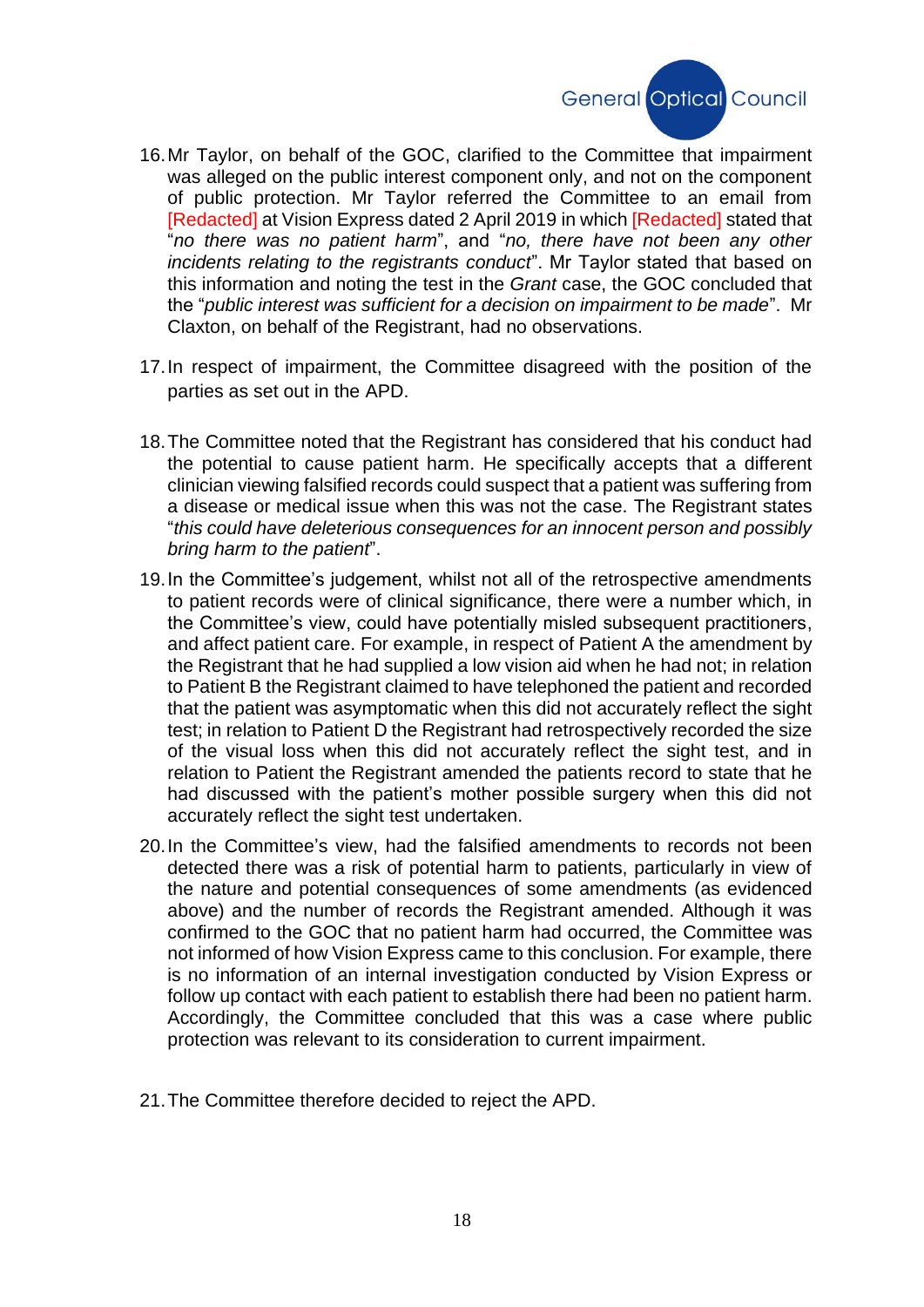16. Mr Taylor, on behalf of the GOC, clarified to the Committee that impairment was alleged on the public interest component only, and not on the component of public protection. Mr Taylor referred the Committee to an email from [Redacted] at Vision Express dated 2 April 2019 in which [Redacted] stated that "*no there was no patient harm*", and "*no, there have not been any other incidents relating to the registrants conduct*". Mr Taylor stated that based on this information and noting the test in the *Grant* case, the GOC concluded that the "*public interest was sufficient for a decision on impairment to be made*". Mr Claxton, on behalf of the Registrant, had no observations.

17. In respect of impairment, the Committee disagreed with the position of the parties as set out in the APD.

18. The Committee noted that the Registrant has considered that his conduct had the potential to cause patient harm. He specifically accepts that a different clinician viewing falsified records could suspect that a patient was suffering from a disease or medical issue when this was not the case. The Registrant states "*this could have deleterious consequences for an innocent person and possibly bring harm to the patient*".

19. In the Committee's judgement, whilst not all of the retrospective amendments to patient records were of clinical significance, there were a number which, in the Committee's view, could have potentially misled subsequent practitioners, and affect patient care. For example, in respect of Patient A the amendment by the Registrant that he had supplied a low vision aid when he had not; in relation to Patient B the Registrant claimed to have telephoned the patient and recorded that the patient was asymptomatic when this did not accurately reflect the sight test; in relation to Patient D the Registrant had retrospectively recorded the size of the visual loss when this did not accurately reflect the sight test, and in relation to Patient the Registrant amended the patients record to state that he had discussed with the patient's mother possible surgery when this did not accurately reflect the sight test undertaken.

20. In the Committee's view, had the falsified amendments to records not been detected there was a risk of potential harm to patients, particularly in view of the nature and potential consequences of some amendments (as evidenced above) and the number of records the Registrant amended. Although it was confirmed to the GOC that no patient harm had occurred, the Committee was not informed of how Vision Express came to this conclusion. For example, there is no information of an internal investigation conducted by Vision Express or follow up contact with each patient to establish there had been no patient harm. Accordingly, the Committee concluded that this was a case where public protection was relevant to its consideration to current impairment.

21. The Committee therefore decided to reject the APD.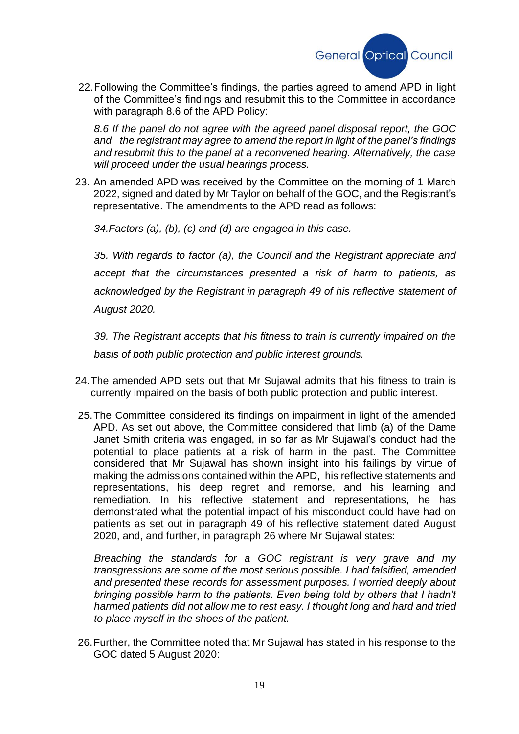22. Following the Committee's findings, the parties agreed to amend APD in light of the Committee's findings and resubmit this to the Committee in accordance with paragraph 8.6 of the APD Policy:

    *8.6 If the panel do not agree with the agreed panel disposal report, the GOC and the registrant may agree to amend the report in light of the panel's findings and resubmit this to the panel at a reconvened hearing. Alternatively, the case will proceed under the usual hearings process.*

23. An amended APD was received by the Committee on the morning of 1 March 2022, signed and dated by Mr Taylor on behalf of the GOC, and the Registrant's representative. The amendments to the APD read as follows:

    *34. Factors (a), (b), (c) and (d) are engaged in this case.*

    *35. With regards to factor (a), the Council and the Registrant appreciate and accept that the circumstances presented a risk of harm to patients, as acknowledged by the Registrant in paragraph 49 of his reflective statement of August 2020.*

    *39. The Registrant accepts that his fitness to train is currently impaired on the basis of both public protection and public interest grounds.*

24. The amended APD sets out that Mr Sujawal admits that his fitness to train is currently impaired on the basis of both public protection and public interest.

25. The Committee considered its findings on impairment in light of the amended APD. As set out above, the Committee considered that limb (a) of the Dame Janet Smith criteria was engaged, in so far as Mr Sujawal's conduct had the potential to place patients at a risk of harm in the past. The Committee considered that Mr Sujawal has shown insight into his failings by virtue of making the admissions contained within the APD, his reflective statements and representations, his deep regret and remorse, and his learning and remediation. In his reflective statement and representations, he has demonstrated what the potential impact of his misconduct could have had on patients as set out in paragraph 49 of his reflective statement dated August 2020, and, and further, in paragraph 26 where Mr Sujawal states:

    *Breaching the standards for a GOC registrant is very grave and my transgressions are some of the most serious possible. I had falsified, amended and presented these records for assessment purposes. I worried deeply about bringing possible harm to the patients. Even being told by others that I hadn't harmed patients did not allow me to rest easy. I thought long and hard and tried to place myself in the shoes of the patient.*

26. Further, the Committee noted that Mr Sujawal has stated in his response to the GOC dated 5 August 2020: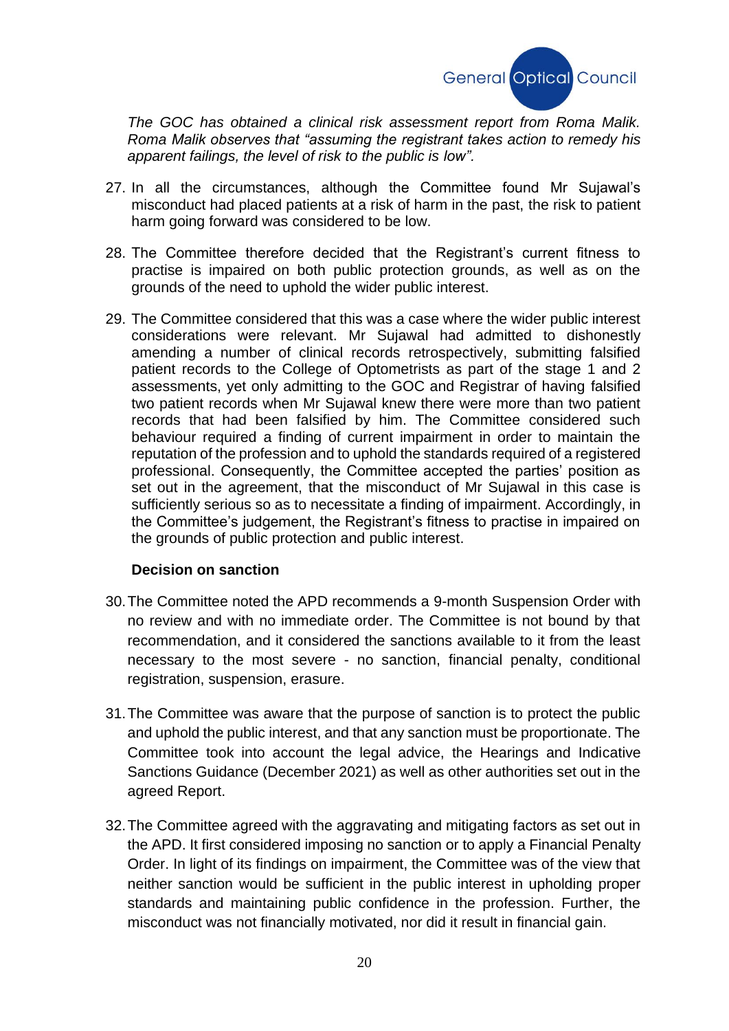*The GOC has obtained a clinical risk assessment report from Roma Malik. Roma Malik observes that "assuming the registrant takes action to remedy his apparent failings, the level of risk to the public is low".*

27. In all the circumstances, although the Committee found Mr Sujawal's misconduct had placed patients at a risk of harm in the past, the risk to patient harm going forward was considered to be low.

28. The Committee therefore decided that the Registrant's current fitness to practise is impaired on both public protection grounds, as well as on the grounds of the need to uphold the wider public interest.

29. The Committee considered that this was a case where the wider public interest considerations were relevant. Mr Sujawal had admitted to dishonestly amending a number of clinical records retrospectively, submitting falsified patient records to the College of Optometrists as part of the stage 1 and 2 assessments, yet only admitting to the GOC and Registrar of having falsified two patient records when Mr Sujawal knew there were more than two patient records that had been falsified by him. The Committee considered such behaviour required a finding of current impairment in order to maintain the reputation of the profession and to uphold the standards required of a registered professional. Consequently, the Committee accepted the parties' position as set out in the agreement, that the misconduct of Mr Sujawal in this case is sufficiently serious so as to necessitate a finding of impairment. Accordingly, in the Committee's judgement, the Registrant's fitness to practise in impaired on the grounds of public protection and public interest.

**Decision on sanction**

30. The Committee noted the APD recommends a 9-month Suspension Order with no review and with no immediate order. The Committee is not bound by that recommendation, and it considered the sanctions available to it from the least necessary to the most severe - no sanction, financial penalty, conditional registration, suspension, erasure.

31. The Committee was aware that the purpose of sanction is to protect the public and uphold the public interest, and that any sanction must be proportionate. The Committee took into account the legal advice, the Hearings and Indicative Sanctions Guidance (December 2021) as well as other authorities set out in the agreed Report.

32. The Committee agreed with the aggravating and mitigating factors as set out in the APD. It first considered imposing no sanction or to apply a Financial Penalty Order. In light of its findings on impairment, the Committee was of the view that neither sanction would be sufficient in the public interest in upholding proper standards and maintaining public confidence in the profession. Further, the misconduct was not financially motivated, nor did it result in financial gain.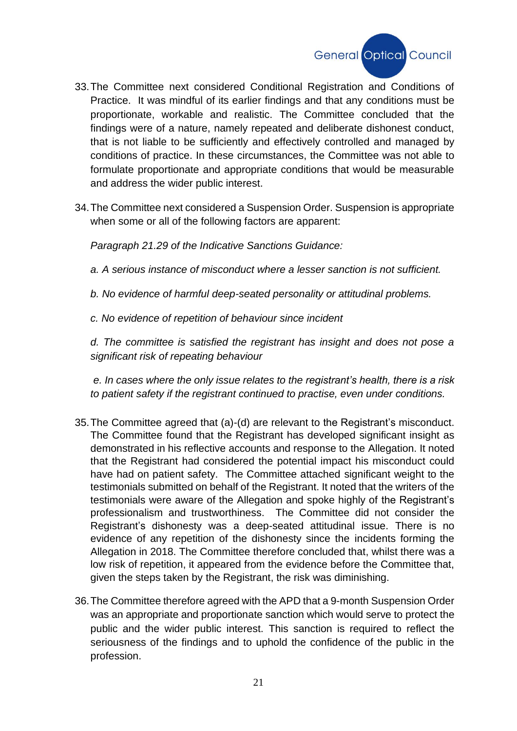33. The Committee next considered Conditional Registration and Conditions of Practice. It was mindful of its earlier findings and that any conditions must be proportionate, workable and realistic. The Committee concluded that the findings were of a nature, namely repeated and deliberate dishonest conduct, that is not liable to be sufficiently and effectively controlled and managed by conditions of practice. In these circumstances, the Committee was not able to formulate proportionate and appropriate conditions that would be measurable and address the wider public interest.

34. The Committee next considered a Suspension Order. Suspension is appropriate when some or all of the following factors are apparent:

    *Paragraph 21.29 of the Indicative Sanctions Guidance:*

    *a. A serious instance of misconduct where a lesser sanction is not sufficient.*

    *b. No evidence of harmful deep-seated personality or attitudinal problems.*

    *c. No evidence of repetition of behaviour since incident*

    *d. The committee is satisfied the registrant has insight and does not pose a significant risk of repeating behaviour*

    *e. In cases where the only issue relates to the registrant's health, there is a risk to patient safety if the registrant continued to practise, even under conditions.*

35. The Committee agreed that (a)-(d) are relevant to the Registrant's misconduct. The Committee found that the Registrant has developed significant insight as demonstrated in his reflective accounts and response to the Allegation. It noted that the Registrant had considered the potential impact his misconduct could have had on patient safety. The Committee attached significant weight to the testimonials submitted on behalf of the Registrant. It noted that the writers of the testimonials were aware of the Allegation and spoke highly of the Registrant's professionalism and trustworthiness. The Committee did not consider the Registrant's dishonesty was a deep-seated attitudinal issue. There is no evidence of any repetition of the dishonesty since the incidents forming the Allegation in 2018. The Committee therefore concluded that, whilst there was a low risk of repetition, it appeared from the evidence before the Committee that, given the steps taken by the Registrant, the risk was diminishing.

36. The Committee therefore agreed with the APD that a 9-month Suspension Order was an appropriate and proportionate sanction which would serve to protect the public and the wider public interest. This sanction is required to reflect the seriousness of the findings and to uphold the confidence of the public in the profession.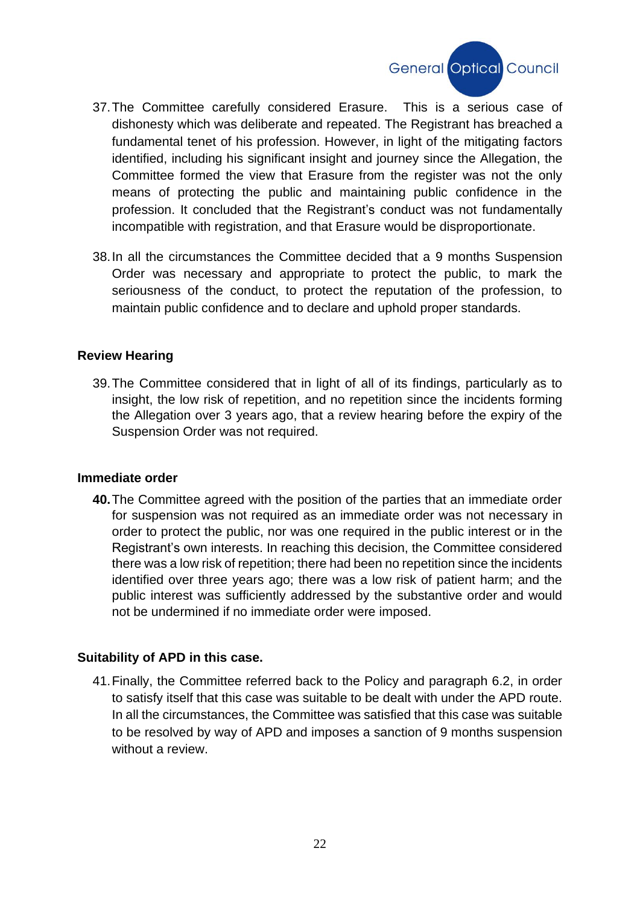37. The Committee carefully considered Erasure. This is a serious case of dishonesty which was deliberate and repeated. The Registrant has breached a fundamental tenet of his profession. However, in light of the mitigating factors identified, including his significant insight and journey since the Allegation, the Committee formed the view that Erasure from the register was not the only means of protecting the public and maintaining public confidence in the profession. It concluded that the Registrant's conduct was not fundamentally incompatible with registration, and that Erasure would be disproportionate.

38. In all the circumstances the Committee decided that a 9 months Suspension Order was necessary and appropriate to protect the public, to mark the seriousness of the conduct, to protect the reputation of the profession, to maintain public confidence and to declare and uphold proper standards.

**Review Hearing**

39. The Committee considered that in light of all of its findings, particularly as to insight, the low risk of repetition, and no repetition since the incidents forming the Allegation over 3 years ago, that a review hearing before the expiry of the Suspension Order was not required.

**Immediate order**

**40.** The Committee agreed with the position of the parties that an immediate order for suspension was not required as an immediate order was not necessary in order to protect the public, nor was one required in the public interest or in the Registrant's own interests. In reaching this decision, the Committee considered there was a low risk of repetition; there had been no repetition since the incidents identified over three years ago; there was a low risk of patient harm; and the public interest was sufficiently addressed by the substantive order and would not be undermined if no immediate order were imposed.

**Suitability of APD in this case.**

41. Finally, the Committee referred back to the Policy and paragraph 6.2, in order to satisfy itself that this case was suitable to be dealt with under the APD route. In all the circumstances, the Committee was satisfied that this case was suitable to be resolved by way of APD and imposes a sanction of 9 months suspension without a review.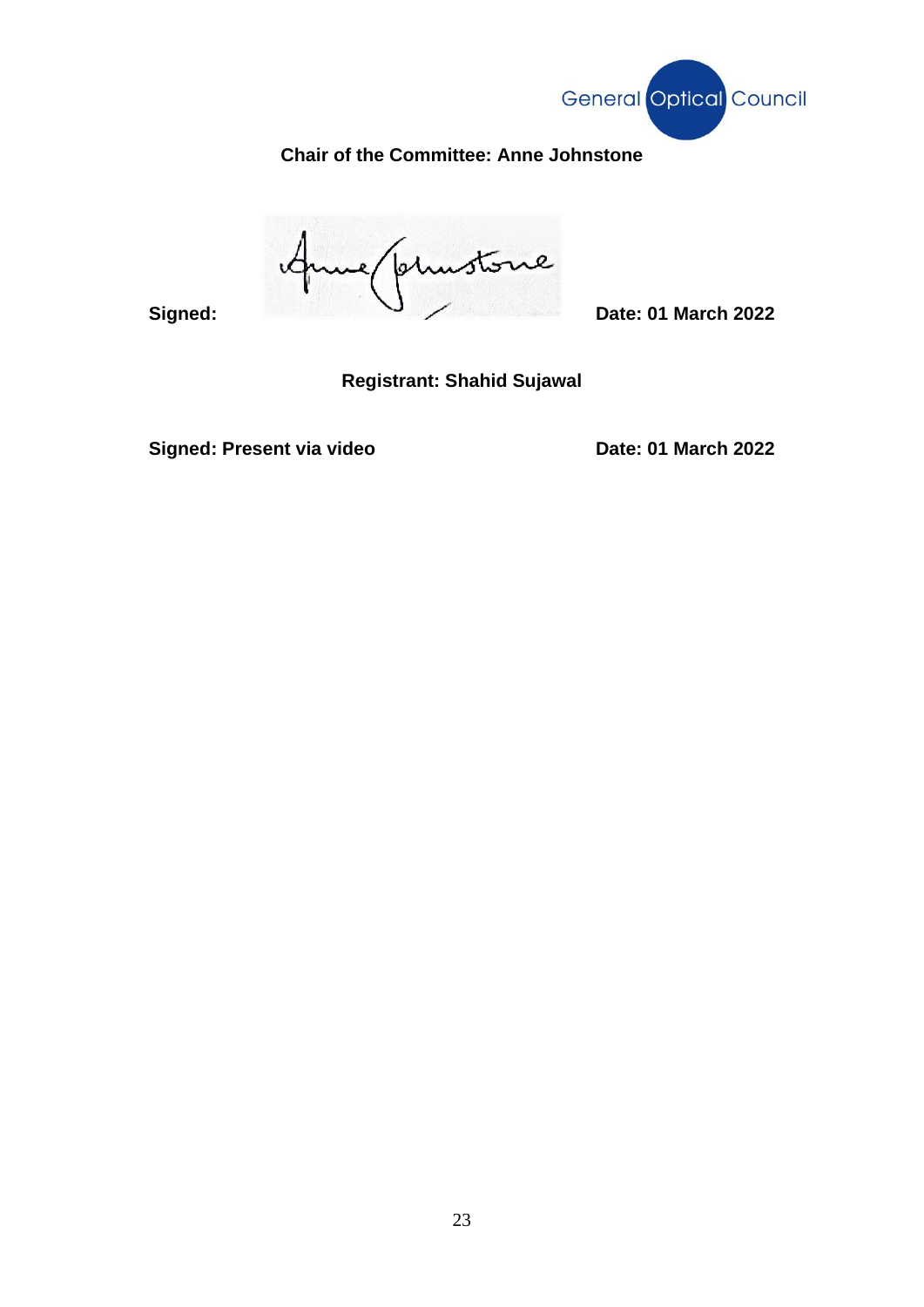**Chair of the Committee: Anne Johnstone**

**Signed:** &nbsp;&nbsp;&nbsp;&nbsp;&nbsp;&nbsp;&nbsp;&nbsp;&nbsp;&nbsp;&nbsp;&nbsp;&nbsp;&nbsp;&nbsp;&nbsp;&nbsp;&nbsp;&nbsp;&nbsp; **Date: 01 March 2022**

**Registrant: Shahid Sujawal**

**Signed: Present via video** &nbsp;&nbsp;&nbsp;&nbsp;&nbsp;&nbsp;&nbsp;&nbsp;&nbsp;&nbsp; **Date: 01 March 2022**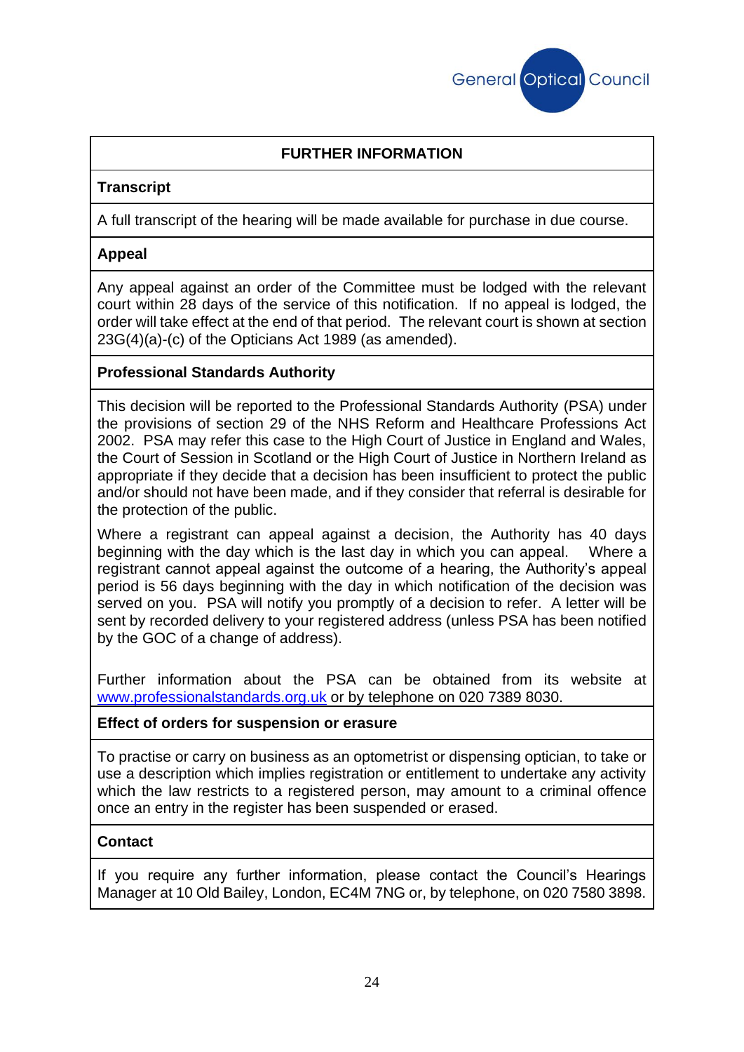General Optical Council

## FURTHER INFORMATION

### Transcript

A full transcript of the hearing will be made available for purchase in due course.

### Appeal

Any appeal against an order of the Committee must be lodged with the relevant court within 28 days of the service of this notification. If no appeal is lodged, the order will take effect at the end of that period. The relevant court is shown at section 23G(4)(a)-(c) of the Opticians Act 1989 (as amended).

### Professional Standards Authority

This decision will be reported to the Professional Standards Authority (PSA) under the provisions of section 29 of the NHS Reform and Healthcare Professions Act 2002. PSA may refer this case to the High Court of Justice in England and Wales, the Court of Session in Scotland or the High Court of Justice in Northern Ireland as appropriate if they decide that a decision has been insufficient to protect the public and/or should not have been made, and if they consider that referral is desirable for the protection of the public.

Where a registrant can appeal against a decision, the Authority has 40 days beginning with the day which is the last day in which you can appeal. Where a registrant cannot appeal against the outcome of a hearing, the Authority's appeal period is 56 days beginning with the day in which notification of the decision was served on you. PSA will notify you promptly of a decision to refer. A letter will be sent by recorded delivery to your registered address (unless PSA has been notified by the GOC of a change of address).

Further information about the PSA can be obtained from its website at www.professionalstandards.org.uk or by telephone on 020 7389 8030.

### Effect of orders for suspension or erasure

To practise or carry on business as an optometrist or dispensing optician, to take or use a description which implies registration or entitlement to undertake any activity which the law restricts to a registered person, may amount to a criminal offence once an entry in the register has been suspended or erased.

### Contact

If you require any further information, please contact the Council's Hearings Manager at 10 Old Bailey, London, EC4M 7NG or, by telephone, on 020 7580 3898.